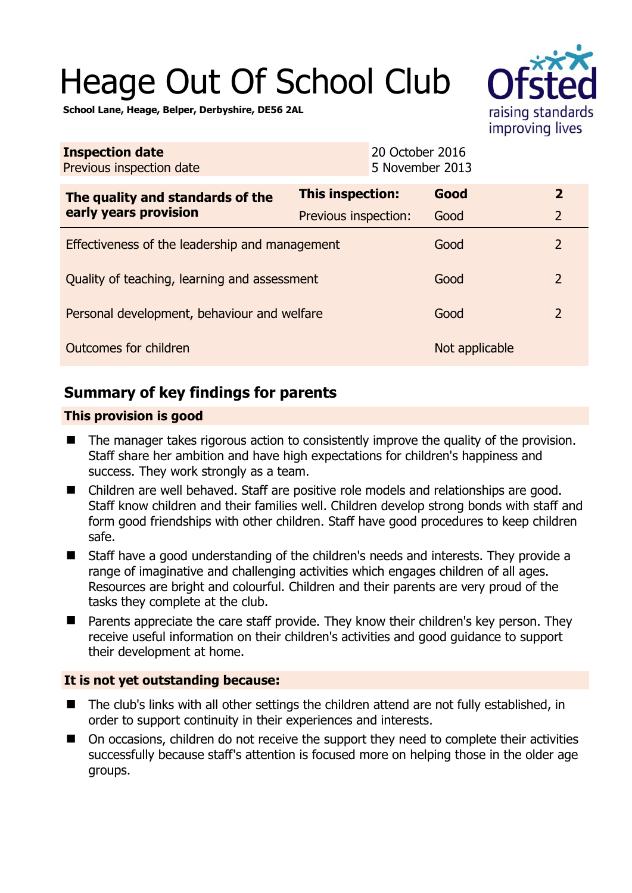# Heage Out Of School Club

**School Lane, Heage, Belper, Derbyshire, DE56 2AL**

| | |
|---|---|
| **Inspection date** | 20 October 2016 |
| Previous inspection date | 5 November 2013 |

| | | | |
|---|---|---|---|
| **The quality and standards of the early years provision** | **This inspection:** | **Good** | **2** |
| | Previous inspection: | Good | 2 |
| Effectiveness of the leadership and management | | Good | 2 |
| Quality of teaching, learning and assessment | | Good | 2 |
| Personal development, behaviour and welfare | | Good | 2 |
| Outcomes for children | | Not applicable | |

## Summary of key findings for parents

### This provision is good

- The manager takes rigorous action to consistently improve the quality of the provision. Staff share her ambition and have high expectations for children's happiness and success. They work strongly as a team.
- Children are well behaved. Staff are positive role models and relationships are good. Staff know children and their families well. Children develop strong bonds with staff and form good friendships with other children. Staff have good procedures to keep children safe.
- Staff have a good understanding of the children's needs and interests. They provide a range of imaginative and challenging activities which engages children of all ages. Resources are bright and colourful. Children and their parents are very proud of the tasks they complete at the club.
- Parents appreciate the care staff provide. They know their children's key person. They receive useful information on their children's activities and good guidance to support their development at home.

### It is not yet outstanding because:

- The club's links with all other settings the children attend are not fully established, in order to support continuity in their experiences and interests.
- On occasions, children do not receive the support they need to complete their activities successfully because staff's attention is focused more on helping those in the older age groups.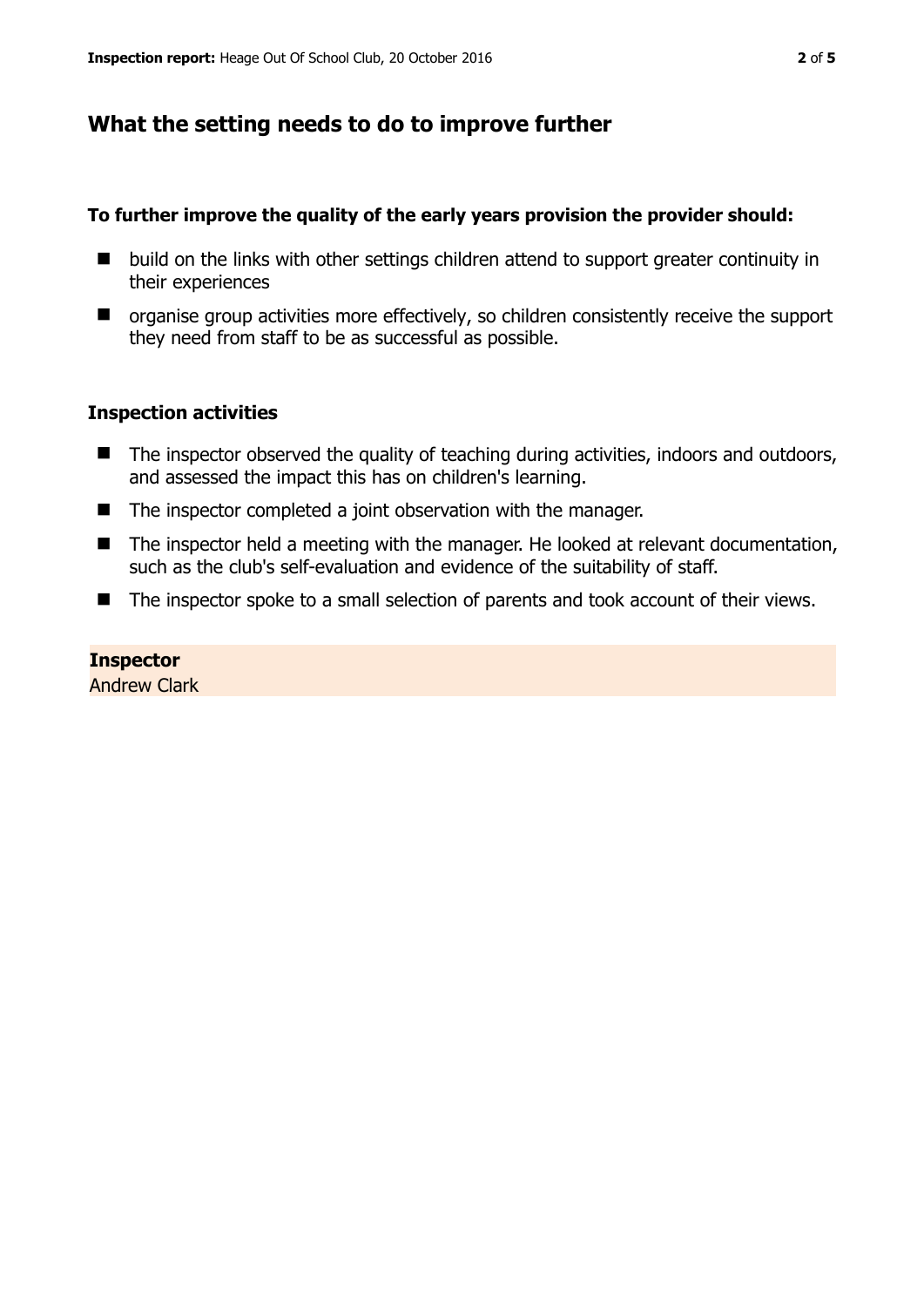## What the setting needs to do to improve further

**To further improve the quality of the early years provision the provider should:**

- build on the links with other settings children attend to support greater continuity in their experiences
- organise group activities more effectively, so children consistently receive the support they need from staff to be as successful as possible.

### Inspection activities

- The inspector observed the quality of teaching during activities, indoors and outdoors, and assessed the impact this has on children's learning.
- The inspector completed a joint observation with the manager.
- The inspector held a meeting with the manager. He looked at relevant documentation, such as the club's self-evaluation and evidence of the suitability of staff.
- The inspector spoke to a small selection of parents and took account of their views.

**Inspector**
Andrew Clark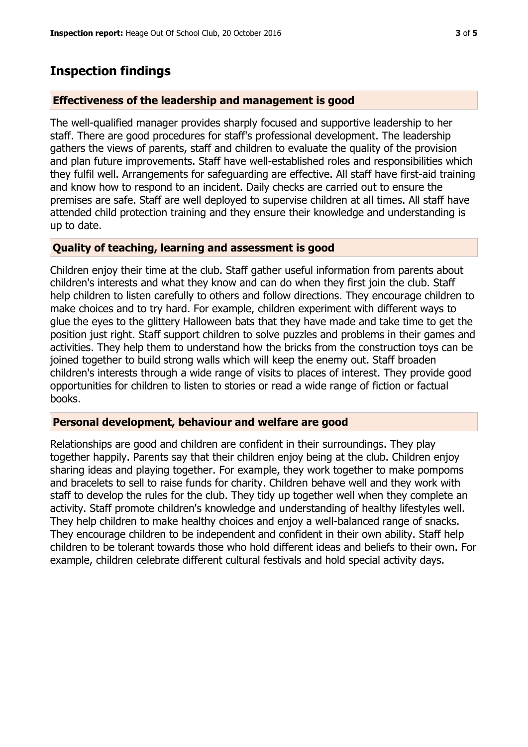## Inspection findings

### Effectiveness of the leadership and management is good

The well-qualified manager provides sharply focused and supportive leadership to her staff. There are good procedures for staff's professional development. The leadership gathers the views of parents, staff and children to evaluate the quality of the provision and plan future improvements. Staff have well-established roles and responsibilities which they fulfil well. Arrangements for safeguarding are effective. All staff have first-aid training and know how to respond to an incident. Daily checks are carried out to ensure the premises are safe. Staff are well deployed to supervise children at all times. All staff have attended child protection training and they ensure their knowledge and understanding is up to date.

### Quality of teaching, learning and assessment is good

Children enjoy their time at the club. Staff gather useful information from parents about children's interests and what they know and can do when they first join the club. Staff help children to listen carefully to others and follow directions. They encourage children to make choices and to try hard. For example, children experiment with different ways to glue the eyes to the glittery Halloween bats that they have made and take time to get the position just right. Staff support children to solve puzzles and problems in their games and activities. They help them to understand how the bricks from the construction toys can be joined together to build strong walls which will keep the enemy out. Staff broaden children's interests through a wide range of visits to places of interest. They provide good opportunities for children to listen to stories or read a wide range of fiction or factual books.

### Personal development, behaviour and welfare are good

Relationships are good and children are confident in their surroundings. They play together happily. Parents say that their children enjoy being at the club. Children enjoy sharing ideas and playing together. For example, they work together to make pompoms and bracelets to sell to raise funds for charity. Children behave well and they work with staff to develop the rules for the club. They tidy up together well when they complete an activity. Staff promote children's knowledge and understanding of healthy lifestyles well. They help children to make healthy choices and enjoy a well-balanced range of snacks. They encourage children to be independent and confident in their own ability. Staff help children to be tolerant towards those who hold different ideas and beliefs to their own. For example, children celebrate different cultural festivals and hold special activity days.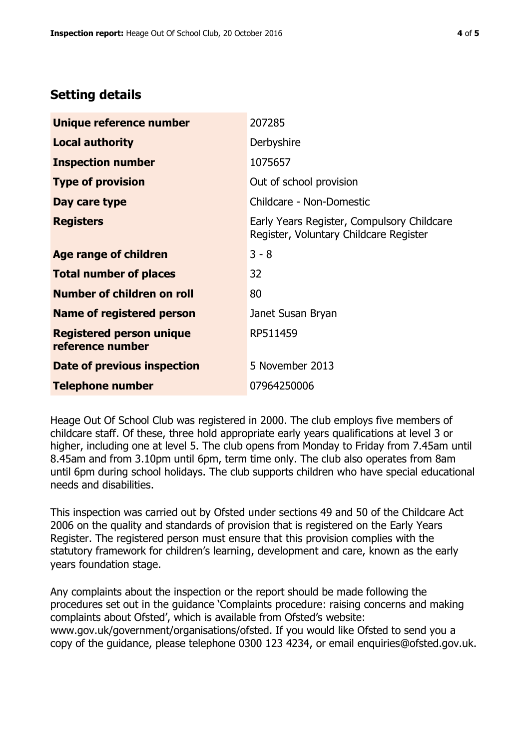## Setting details

| | |
|---|---|
| **Unique reference number** | 207285 |
| **Local authority** | Derbyshire |
| **Inspection number** | 1075657 |
| **Type of provision** | Out of school provision |
| **Day care type** | Childcare - Non-Domestic |
| **Registers** | Early Years Register, Compulsory Childcare Register, Voluntary Childcare Register |
| **Age range of children** | 3 - 8 |
| **Total number of places** | 32 |
| **Number of children on roll** | 80 |
| **Name of registered person** | Janet Susan Bryan |
| **Registered person unique reference number** | RP511459 |
| **Date of previous inspection** | 5 November 2013 |
| **Telephone number** | 07964250006 |

Heage Out Of School Club was registered in 2000. The club employs five members of childcare staff. Of these, three hold appropriate early years qualifications at level 3 or higher, including one at level 5. The club opens from Monday to Friday from 7.45am until 8.45am and from 3.10pm until 6pm, term time only. The club also operates from 8am until 6pm during school holidays. The club supports children who have special educational needs and disabilities.

This inspection was carried out by Ofsted under sections 49 and 50 of the Childcare Act 2006 on the quality and standards of provision that is registered on the Early Years Register. The registered person must ensure that this provision complies with the statutory framework for children's learning, development and care, known as the early years foundation stage.

Any complaints about the inspection or the report should be made following the procedures set out in the guidance 'Complaints procedure: raising concerns and making complaints about Ofsted', which is available from Ofsted's website: www.gov.uk/government/organisations/ofsted. If you would like Ofsted to send you a copy of the guidance, please telephone 0300 123 4234, or email enquiries@ofsted.gov.uk.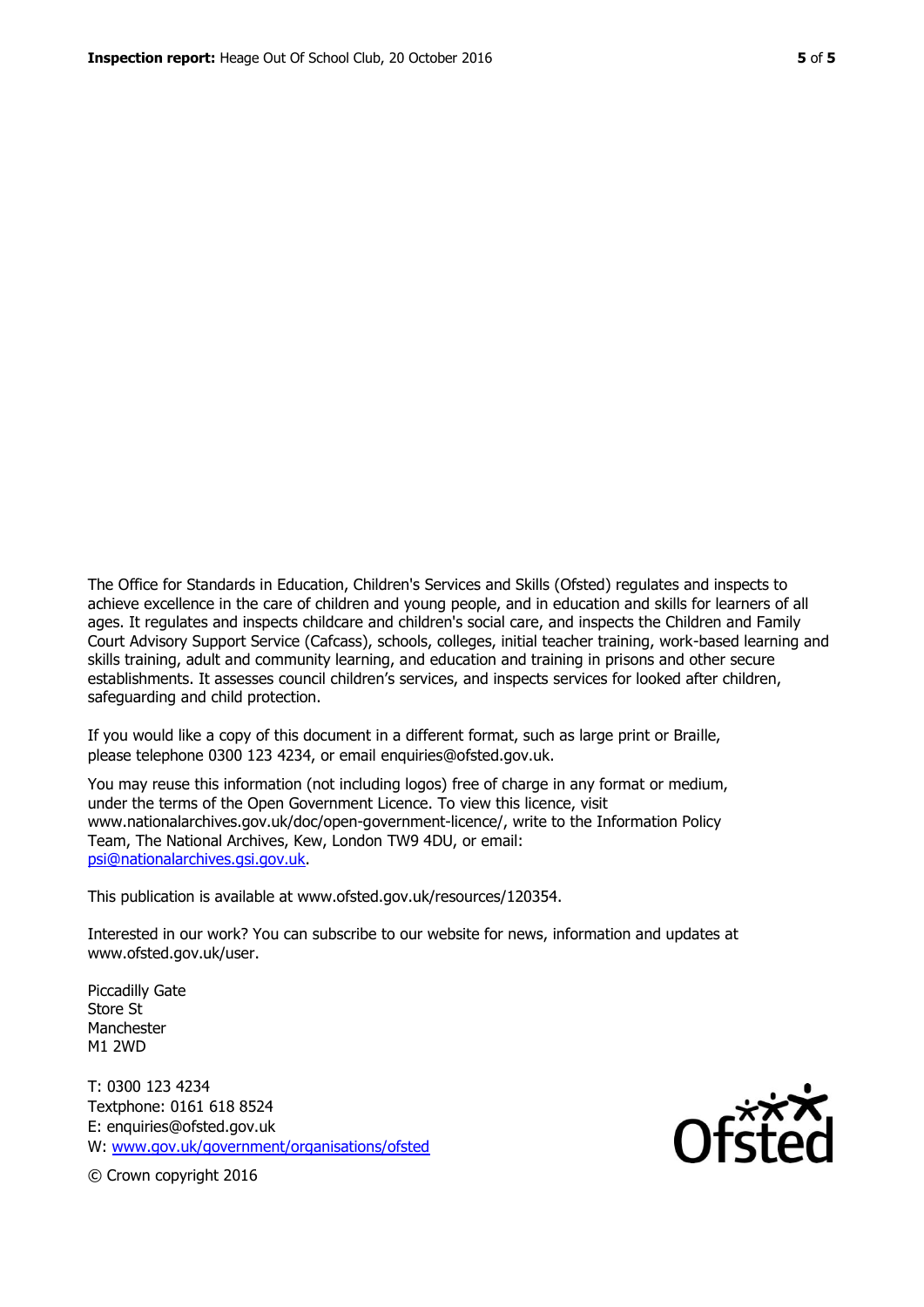The Office for Standards in Education, Children's Services and Skills (Ofsted) regulates and inspects to achieve excellence in the care of children and young people, and in education and skills for learners of all ages. It regulates and inspects childcare and children's social care, and inspects the Children and Family Court Advisory Support Service (Cafcass), schools, colleges, initial teacher training, work-based learning and skills training, adult and community learning, and education and training in prisons and other secure establishments. It assesses council children's services, and inspects services for looked after children, safeguarding and child protection.

If you would like a copy of this document in a different format, such as large print or Braille, please telephone 0300 123 4234, or email enquiries@ofsted.gov.uk.

You may reuse this information (not including logos) free of charge in any format or medium, under the terms of the Open Government Licence. To view this licence, visit www.nationalarchives.gov.uk/doc/open-government-licence/, write to the Information Policy Team, The National Archives, Kew, London TW9 4DU, or email: psi@nationalarchives.gsi.gov.uk.

This publication is available at www.ofsted.gov.uk/resources/120354.

Interested in our work? You can subscribe to our website for news, information and updates at www.ofsted.gov.uk/user.

Piccadilly Gate
Store St
Manchester
M1 2WD

T: 0300 123 4234
Textphone: 0161 618 8524
E: enquiries@ofsted.gov.uk
W: www.gov.uk/government/organisations/ofsted

© Crown copyright 2016